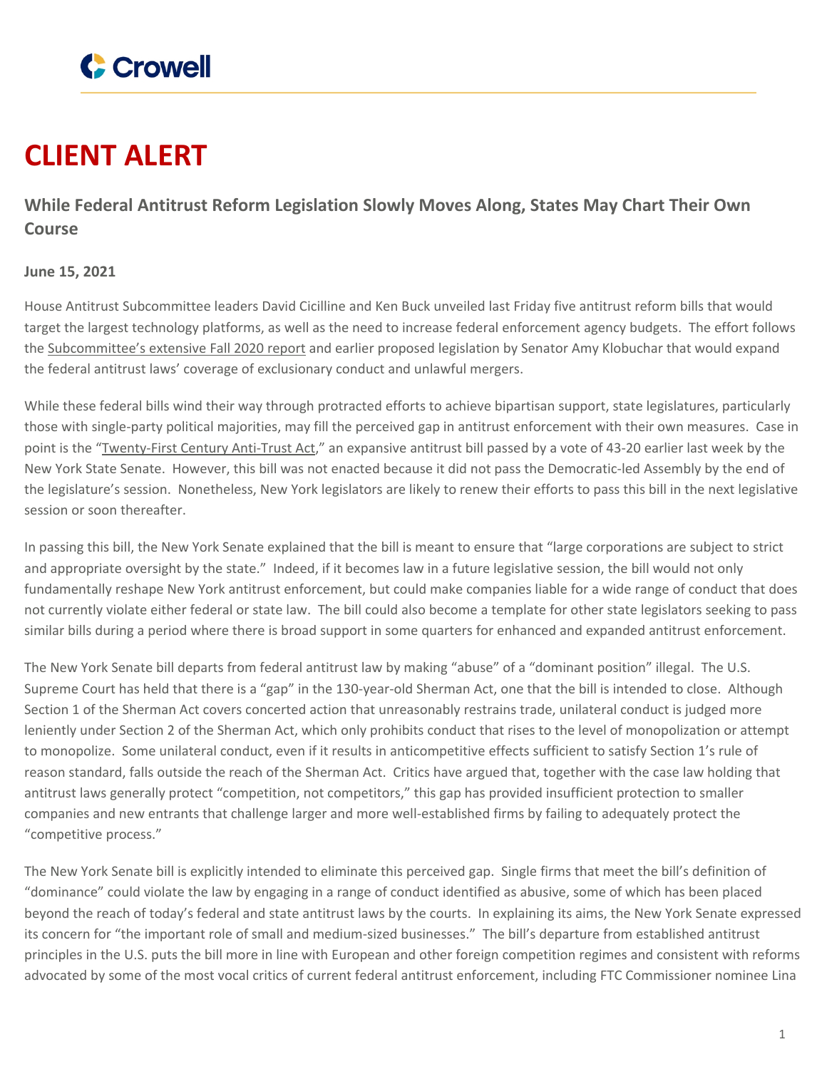Crowell

# CLIENT ALERT

## While Federal Antitrust Reform Legislation Slowly Moves Along, States May Chart Their Own Course

**June 15, 2021**

House Antitrust Subcommittee leaders David Cicilline and Ken Buck unveiled last Friday five antitrust reform bills that would target the largest technology platforms, as well as the need to increase federal enforcement agency budgets. The effort follows the Subcommittee's extensive Fall 2020 report and earlier proposed legislation by Senator Amy Klobuchar that would expand the federal antitrust laws' coverage of exclusionary conduct and unlawful mergers.

While these federal bills wind their way through protracted efforts to achieve bipartisan support, state legislatures, particularly those with single-party political majorities, may fill the perceived gap in antitrust enforcement with their own measures. Case in point is the "Twenty-First Century Anti-Trust Act," an expansive antitrust bill passed by a vote of 43-20 earlier last week by the New York State Senate. However, this bill was not enacted because it did not pass the Democratic-led Assembly by the end of the legislature's session. Nonetheless, New York legislators are likely to renew their efforts to pass this bill in the next legislative session or soon thereafter.

In passing this bill, the New York Senate explained that the bill is meant to ensure that "large corporations are subject to strict and appropriate oversight by the state." Indeed, if it becomes law in a future legislative session, the bill would not only fundamentally reshape New York antitrust enforcement, but could make companies liable for a wide range of conduct that does not currently violate either federal or state law. The bill could also become a template for other state legislators seeking to pass similar bills during a period where there is broad support in some quarters for enhanced and expanded antitrust enforcement.

The New York Senate bill departs from federal antitrust law by making "abuse" of a "dominant position" illegal. The U.S. Supreme Court has held that there is a "gap" in the 130-year-old Sherman Act, one that the bill is intended to close. Although Section 1 of the Sherman Act covers concerted action that unreasonably restrains trade, unilateral conduct is judged more leniently under Section 2 of the Sherman Act, which only prohibits conduct that rises to the level of monopolization or attempt to monopolize. Some unilateral conduct, even if it results in anticompetitive effects sufficient to satisfy Section 1's rule of reason standard, falls outside the reach of the Sherman Act. Critics have argued that, together with the case law holding that antitrust laws generally protect "competition, not competitors," this gap has provided insufficient protection to smaller companies and new entrants that challenge larger and more well-established firms by failing to adequately protect the "competitive process."

The New York Senate bill is explicitly intended to eliminate this perceived gap. Single firms that meet the bill's definition of "dominance" could violate the law by engaging in a range of conduct identified as abusive, some of which has been placed beyond the reach of today's federal and state antitrust laws by the courts. In explaining its aims, the New York Senate expressed its concern for "the important role of small and medium-sized businesses." The bill's departure from established antitrust principles in the U.S. puts the bill more in line with European and other foreign competition regimes and consistent with reforms advocated by some of the most vocal critics of current federal antitrust enforcement, including FTC Commissioner nominee Lina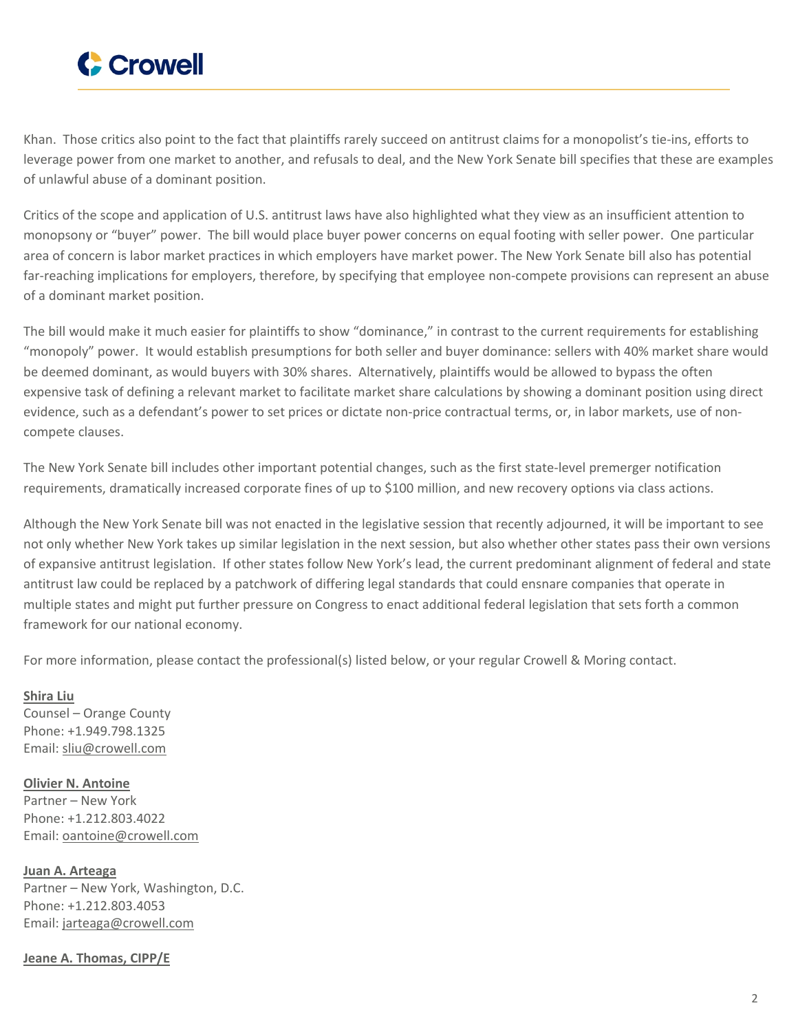Khan. Those critics also point to the fact that plaintiffs rarely succeed on antitrust claims for a monopolist's tie-ins, efforts to leverage power from one market to another, and refusals to deal, and the New York Senate bill specifies that these are examples of unlawful abuse of a dominant position.

Critics of the scope and application of U.S. antitrust laws have also highlighted what they view as an insufficient attention to monopsony or "buyer" power. The bill would place buyer power concerns on equal footing with seller power. One particular area of concern is labor market practices in which employers have market power. The New York Senate bill also has potential far-reaching implications for employers, therefore, by specifying that employee non-compete provisions can represent an abuse of a dominant market position.

The bill would make it much easier for plaintiffs to show "dominance," in contrast to the current requirements for establishing "monopoly" power. It would establish presumptions for both seller and buyer dominance: sellers with 40% market share would be deemed dominant, as would buyers with 30% shares. Alternatively, plaintiffs would be allowed to bypass the often expensive task of defining a relevant market to facilitate market share calculations by showing a dominant position using direct evidence, such as a defendant's power to set prices or dictate non-price contractual terms, or, in labor markets, use of non-compete clauses.

The New York Senate bill includes other important potential changes, such as the first state-level premerger notification requirements, dramatically increased corporate fines of up to $100 million, and new recovery options via class actions.

Although the New York Senate bill was not enacted in the legislative session that recently adjourned, it will be important to see not only whether New York takes up similar legislation in the next session, but also whether other states pass their own versions of expansive antitrust legislation. If other states follow New York's lead, the current predominant alignment of federal and state antitrust law could be replaced by a patchwork of differing legal standards that could ensnare companies that operate in multiple states and might put further pressure on Congress to enact additional federal legislation that sets forth a common framework for our national economy.

For more information, please contact the professional(s) listed below, or your regular Crowell & Moring contact.

**Shira Liu**
Counsel – Orange County
Phone: +1.949.798.1325
Email: sliu@crowell.com

**Olivier N. Antoine**
Partner – New York
Phone: +1.212.803.4022
Email: oantoine@crowell.com

**Juan A. Arteaga**
Partner – New York, Washington, D.C.
Phone: +1.212.803.4053
Email: jarteaga@crowell.com

**Jeane A. Thomas, CIPP/E**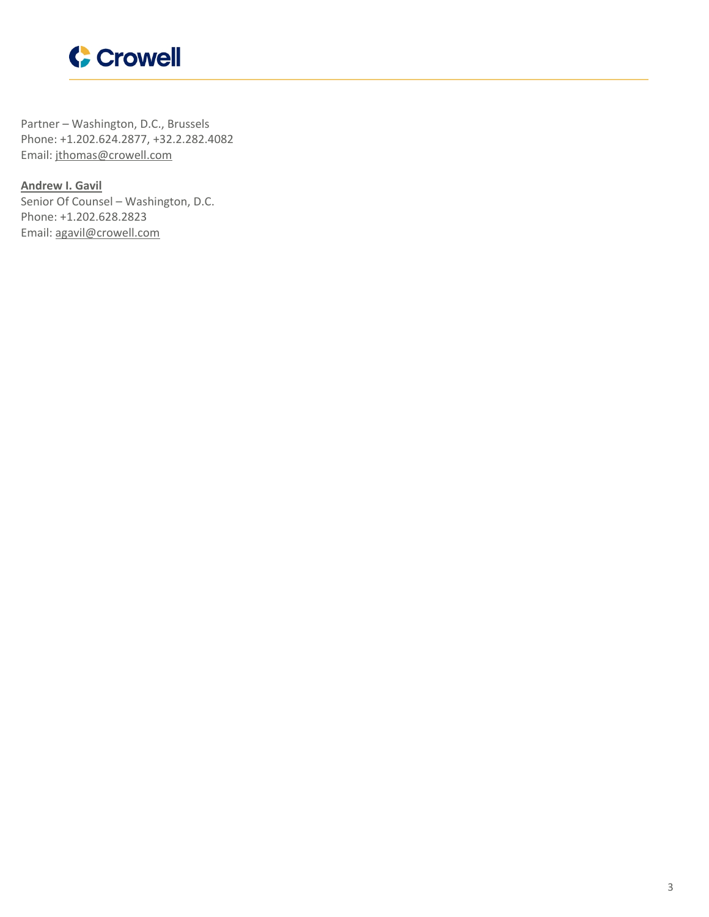Partner – Washington, D.C., Brussels
Phone: +1.202.624.2877, +32.2.282.4082
Email: jthomas@crowell.com

**Andrew I. Gavil**
Senior Of Counsel – Washington, D.C.
Phone: +1.202.628.2823
Email: agavil@crowell.com